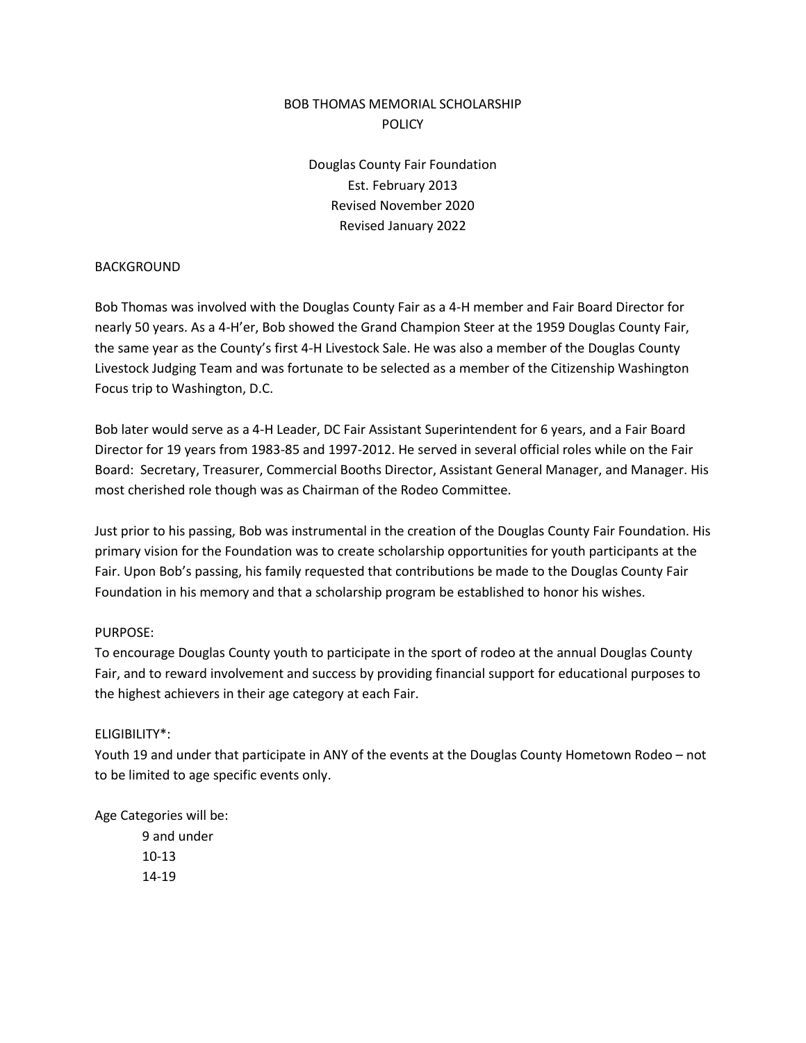# BOB THOMAS MEMORIAL SCHOLARSHIP
# POLICY

Douglas County Fair Foundation
Est. February 2013
Revised November 2020
Revised January 2022

## BACKGROUND

Bob Thomas was involved with the Douglas County Fair as a 4-H member and Fair Board Director for nearly 50 years. As a 4-H'er, Bob showed the Grand Champion Steer at the 1959 Douglas County Fair, the same year as the County's first 4-H Livestock Sale. He was also a member of the Douglas County Livestock Judging Team and was fortunate to be selected as a member of the Citizenship Washington Focus trip to Washington, D.C.

Bob later would serve as a 4-H Leader, DC Fair Assistant Superintendent for 6 years, and a Fair Board Director for 19 years from 1983-85 and 1997-2012. He served in several official roles while on the Fair Board: Secretary, Treasurer, Commercial Booths Director, Assistant General Manager, and Manager. His most cherished role though was as Chairman of the Rodeo Committee.

Just prior to his passing, Bob was instrumental in the creation of the Douglas County Fair Foundation. His primary vision for the Foundation was to create scholarship opportunities for youth participants at the Fair. Upon Bob's passing, his family requested that contributions be made to the Douglas County Fair Foundation in his memory and that a scholarship program be established to honor his wishes.

## PURPOSE:

To encourage Douglas County youth to participate in the sport of rodeo at the annual Douglas County Fair, and to reward involvement and success by providing financial support for educational purposes to the highest achievers in their age category at each Fair.

## ELIGIBILITY*:

Youth 19 and under that participate in ANY of the events at the Douglas County Hometown Rodeo – not to be limited to age specific events only.

Age Categories will be:

- 9 and under
- 10-13
- 14-19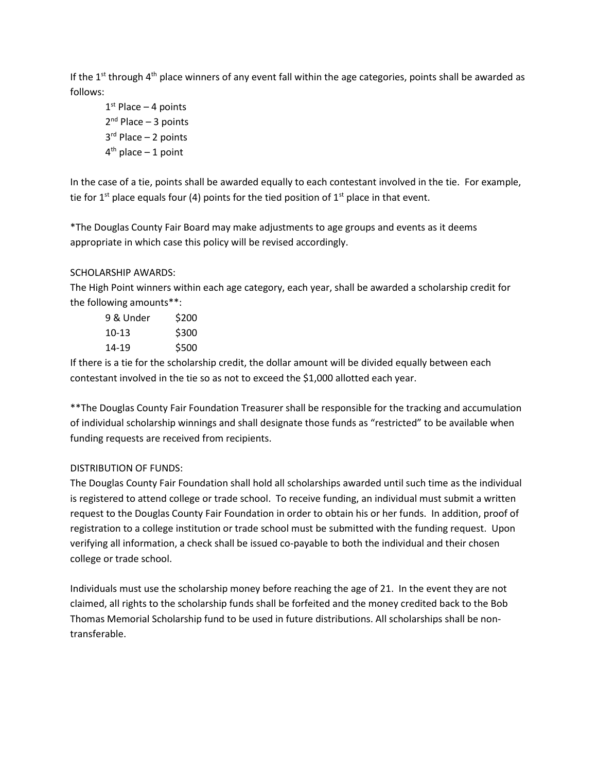If the 1st through 4th place winners of any event fall within the age categories, points shall be awarded as follows:

1st Place – 4 points
2nd Place – 3 points
3rd Place – 2 points
4th place – 1 point

In the case of a tie, points shall be awarded equally to each contestant involved in the tie. For example, tie for 1st place equals four (4) points for the tied position of 1st place in that event.

*The Douglas County Fair Board may make adjustments to age groups and events as it deems appropriate in which case this policy will be revised accordingly.

SCHOLARSHIP AWARDS:
The High Point winners within each age category, each year, shall be awarded a scholarship credit for the following amounts**:

| | |
|---|---|
| 9 & Under | $200 |
| 10-13 | $300 |
| 14-19 | $500 |

If there is a tie for the scholarship credit, the dollar amount will be divided equally between each contestant involved in the tie so as not to exceed the $1,000 allotted each year.

**The Douglas County Fair Foundation Treasurer shall be responsible for the tracking and accumulation of individual scholarship winnings and shall designate those funds as "restricted" to be available when funding requests are received from recipients.

DISTRIBUTION OF FUNDS:
The Douglas County Fair Foundation shall hold all scholarships awarded until such time as the individual is registered to attend college or trade school. To receive funding, an individual must submit a written request to the Douglas County Fair Foundation in order to obtain his or her funds. In addition, proof of registration to a college institution or trade school must be submitted with the funding request. Upon verifying all information, a check shall be issued co-payable to both the individual and their chosen college or trade school.

Individuals must use the scholarship money before reaching the age of 21. In the event they are not claimed, all rights to the scholarship funds shall be forfeited and the money credited back to the Bob Thomas Memorial Scholarship fund to be used in future distributions. All scholarships shall be non-transferable.